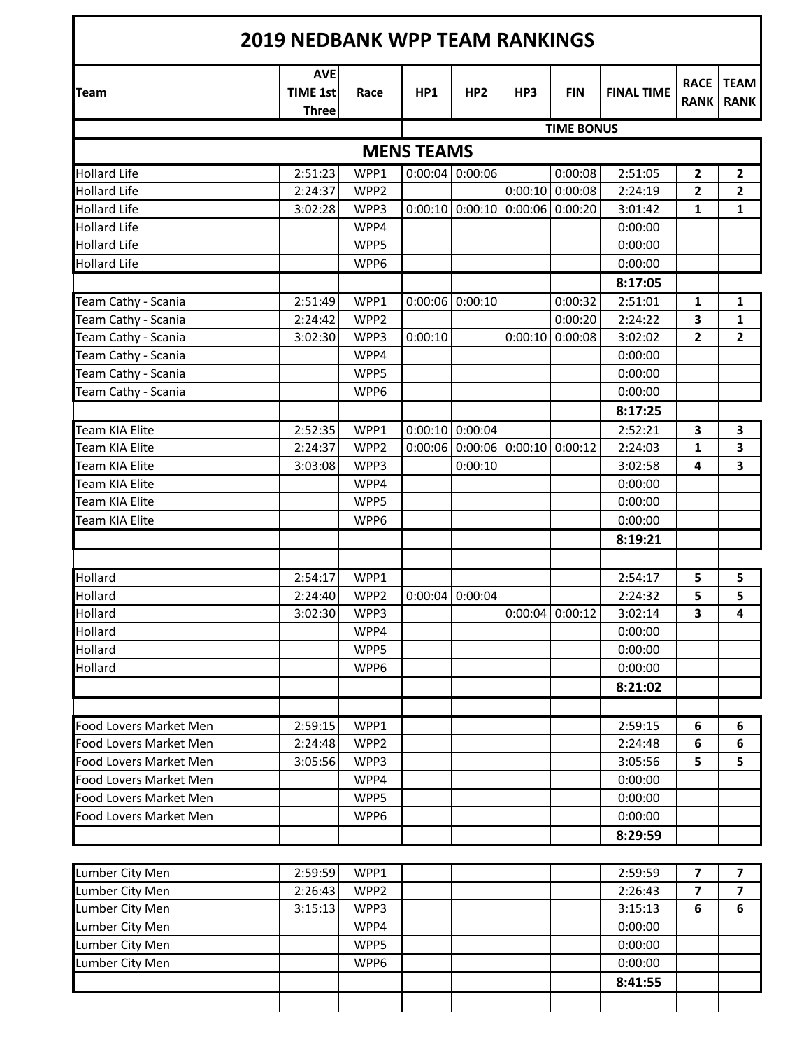# 2019 NEDBANK WPP TEAM RANKINGS

| Team | AVE TIME 1st Three | Race | HP1 | HP2 | HP3 | FIN | FINAL TIME | RACE RANK | TEAM RANK |
|---|---|---|---|---|---|---|---|---|---|
| | | | TIME BONUS | | | | | | |
| **MENS TEAMS** | | | | | | | | | |
| Hollard Life | 2:51:23 | WPP1 | 0:00:04 | 0:00:06 | | 0:00:08 | 2:51:05 | **2** | **2** |
| Hollard Life | 2:24:37 | WPP2 | | | 0:00:10 | 0:00:08 | 2:24:19 | **2** | **2** |
| Hollard Life | 3:02:28 | WPP3 | 0:00:10 | 0:00:10 | 0:00:06 | 0:00:20 | 3:01:42 | **1** | **1** |
| Hollard Life | | WPP4 | | | | | 0:00:00 | | |
| Hollard Life | | WPP5 | | | | | 0:00:00 | | |
| Hollard Life | | WPP6 | | | | | 0:00:00 | | |
| | | | | | | | **8:17:05** | | |
| Team Cathy - Scania | 2:51:49 | WPP1 | 0:00:06 | 0:00:10 | | 0:00:32 | 2:51:01 | **1** | **1** |
| Team Cathy - Scania | 2:24:42 | WPP2 | | | | 0:00:20 | 2:24:22 | **3** | **1** |
| Team Cathy - Scania | 3:02:30 | WPP3 | 0:00:10 | | 0:00:10 | 0:00:08 | 3:02:02 | **2** | **2** |
| Team Cathy - Scania | | WPP4 | | | | | 0:00:00 | | |
| Team Cathy - Scania | | WPP5 | | | | | 0:00:00 | | |
| Team Cathy - Scania | | WPP6 | | | | | 0:00:00 | | |
| | | | | | | | **8:17:25** | | |
| Team KIA Elite | 2:52:35 | WPP1 | 0:00:10 | 0:00:04 | | | 2:52:21 | **3** | **3** |
| Team KIA Elite | 2:24:37 | WPP2 | 0:00:06 | 0:00:06 | 0:00:10 | 0:00:12 | 2:24:03 | **1** | **3** |
| Team KIA Elite | 3:03:08 | WPP3 | | 0:00:10 | | | 3:02:58 | **4** | **3** |
| Team KIA Elite | | WPP4 | | | | | 0:00:00 | | |
| Team KIA Elite | | WPP5 | | | | | 0:00:00 | | |
| Team KIA Elite | | WPP6 | | | | | 0:00:00 | | |
| | | | | | | | **8:19:21** | | |
| | | | | | | | | | |
| Hollard | 2:54:17 | WPP1 | | | | | 2:54:17 | **5** | **5** |
| Hollard | 2:24:40 | WPP2 | 0:00:04 | 0:00:04 | | | 2:24:32 | **5** | **5** |
| Hollard | 3:02:30 | WPP3 | | | 0:00:04 | 0:00:12 | 3:02:14 | **3** | **4** |
| Hollard | | WPP4 | | | | | 0:00:00 | | |
| Hollard | | WPP5 | | | | | 0:00:00 | | |
| Hollard | | WPP6 | | | | | 0:00:00 | | |
| | | | | | | | **8:21:02** | | |
| | | | | | | | | | |
| Food Lovers Market Men | 2:59:15 | WPP1 | | | | | 2:59:15 | **6** | **6** |
| Food Lovers Market Men | 2:24:48 | WPP2 | | | | | 2:24:48 | **6** | **6** |
| Food Lovers Market Men | 3:05:56 | WPP3 | | | | | 3:05:56 | **5** | **5** |
| Food Lovers Market Men | | WPP4 | | | | | 0:00:00 | | |
| Food Lovers Market Men | | WPP5 | | | | | 0:00:00 | | |
| Food Lovers Market Men | | WPP6 | | | | | 0:00:00 | | |
| | | | | | | | **8:29:59** | | |
| Lumber City Men | 2:59:59 | WPP1 | | | | | 2:59:59 | **7** | **7** |
| Lumber City Men | 2:26:43 | WPP2 | | | | | 2:26:43 | **7** | **7** |
| Lumber City Men | 3:15:13 | WPP3 | | | | | 3:15:13 | **6** | **6** |
| Lumber City Men | | WPP4 | | | | | 0:00:00 | | |
| Lumber City Men | | WPP5 | | | | | 0:00:00 | | |
| Lumber City Men | | WPP6 | | | | | 0:00:00 | | |
| | | | | | | | **8:41:55** | | |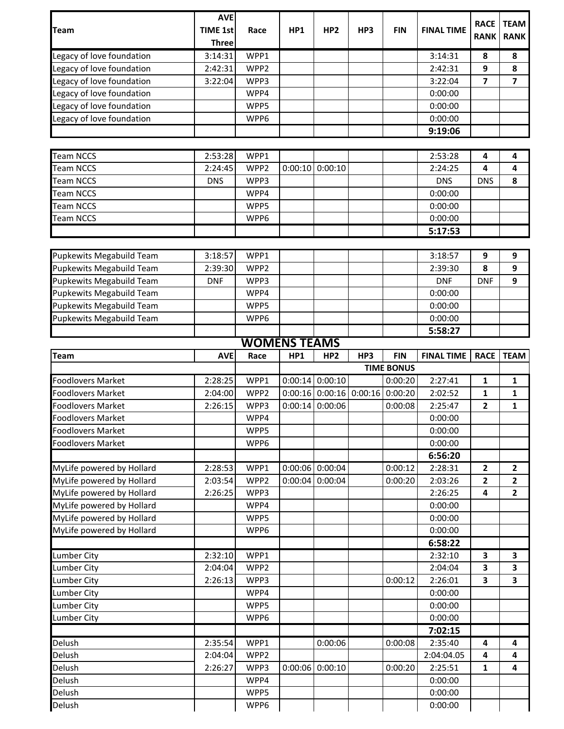| Team | AVE TIME 1st Three | Race | HP1 | HP2 | HP3 | FIN | FINAL TIME | RACE RANK | TEAM RANK |
|---|---|---|---|---|---|---|---|---|---|
| Legacy of love foundation | 3:14:31 | WPP1 | | | | | 3:14:31 | 8 | 8 |
| Legacy of love foundation | 2:42:31 | WPP2 | | | | | 2:42:31 | 9 | 8 |
| Legacy of love foundation | 3:22:04 | WPP3 | | | | | 3:22:04 | 7 | 7 |
| Legacy of love foundation | | WPP4 | | | | | 0:00:00 | | |
| Legacy of love foundation | | WPP5 | | | | | 0:00:00 | | |
| Legacy of love foundation | | WPP6 | | | | | 0:00:00 | | |
| | | | | | | | **9:19:06** | | |

| Team | AVE TIME 1st Three | Race | HP1 | HP2 | HP3 | FIN | FINAL TIME | RACE RANK | TEAM RANK |
|---|---|---|---|---|---|---|---|---|---|
| Team NCCS | 2:53:28 | WPP1 | | | | | 2:53:28 | 4 | 4 |
| Team NCCS | 2:24:45 | WPP2 | 0:00:10 | 0:00:10 | | | 2:24:25 | 4 | 4 |
| Team NCCS | DNS | WPP3 | | | | | DNS | DNS | 8 |
| Team NCCS | | WPP4 | | | | | 0:00:00 | | |
| Team NCCS | | WPP5 | | | | | 0:00:00 | | |
| Team NCCS | | WPP6 | | | | | 0:00:00 | | |
| | | | | | | | **5:17:53** | | |

| Team | AVE TIME 1st Three | Race | HP1 | HP2 | HP3 | FIN | FINAL TIME | RACE RANK | TEAM RANK |
|---|---|---|---|---|---|---|---|---|---|
| Pupkewits Megabuild Team | 3:18:57 | WPP1 | | | | | 3:18:57 | 9 | 9 |
| Pupkewits Megabuild Team | 2:39:30 | WPP2 | | | | | 2:39:30 | 8 | 9 |
| Pupkewits Megabuild Team | DNF | WPP3 | | | | | DNF | DNF | 9 |
| Pupkewits Megabuild Team | | WPP4 | | | | | 0:00:00 | | |
| Pupkewits Megabuild Team | | WPP5 | | | | | 0:00:00 | | |
| Pupkewits Megabuild Team | | WPP6 | | | | | 0:00:00 | | |
| | | | | | | | **5:58:27** | | |

## WOMENS TEAMS

| Team | AVE | Race | HP1 | HP2 | HP3 | FIN | FINAL TIME | RACE | TEAM |
|---|---|---|---|---|---|---|---|---|---|
| | | | | | TIME BONUS | | | | |
| Foodlovers Market | 2:28:25 | WPP1 | 0:00:14 | 0:00:10 | | 0:00:20 | 2:27:41 | 1 | 1 |
| Foodlovers Market | 2:04:00 | WPP2 | 0:00:16 | 0:00:16 | 0:00:16 | 0:00:20 | 2:02:52 | 1 | 1 |
| Foodlovers Market | 2:26:15 | WPP3 | 0:00:14 | 0:00:06 | | 0:00:08 | 2:25:47 | 2 | 1 |
| Foodlovers Market | | WPP4 | | | | | 0:00:00 | | |
| Foodlovers Market | | WPP5 | | | | | 0:00:00 | | |
| Foodlovers Market | | WPP6 | | | | | 0:00:00 | | |
| | | | | | | | **6:56:20** | | |
| MyLife powered by Hollard | 2:28:53 | WPP1 | 0:00:06 | 0:00:04 | | 0:00:12 | 2:28:31 | 2 | 2 |
| MyLife powered by Hollard | 2:03:54 | WPP2 | 0:00:04 | 0:00:04 | | 0:00:20 | 2:03:26 | 2 | 2 |
| MyLife powered by Hollard | 2:26:25 | WPP3 | | | | | 2:26:25 | 4 | 2 |
| MyLife powered by Hollard | | WPP4 | | | | | 0:00:00 | | |
| MyLife powered by Hollard | | WPP5 | | | | | 0:00:00 | | |
| MyLife powered by Hollard | | WPP6 | | | | | 0:00:00 | | |
| | | | | | | | **6:58:22** | | |
| Lumber City | 2:32:10 | WPP1 | | | | | 2:32:10 | 3 | 3 |
| Lumber City | 2:04:04 | WPP2 | | | | | 2:04:04 | 3 | 3 |
| Lumber City | 2:26:13 | WPP3 | | | | 0:00:12 | 2:26:01 | 3 | 3 |
| Lumber City | | WPP4 | | | | | 0:00:00 | | |
| Lumber City | | WPP5 | | | | | 0:00:00 | | |
| Lumber City | | WPP6 | | | | | 0:00:00 | | |
| | | | | | | | **7:02:15** | | |
| Delush | 2:35:54 | WPP1 | | 0:00:06 | | 0:00:08 | 2:35:40 | 4 | 4 |
| Delush | 2:04:04 | WPP2 | | | | | 2:04:04.05 | 4 | 4 |
| Delush | 2:26:27 | WPP3 | 0:00:06 | 0:00:10 | | 0:00:20 | 2:25:51 | 1 | 4 |
| Delush | | WPP4 | | | | | 0:00:00 | | |
| Delush | | WPP5 | | | | | 0:00:00 | | |
| Delush | | WPP6 | | | | | 0:00:00 | | |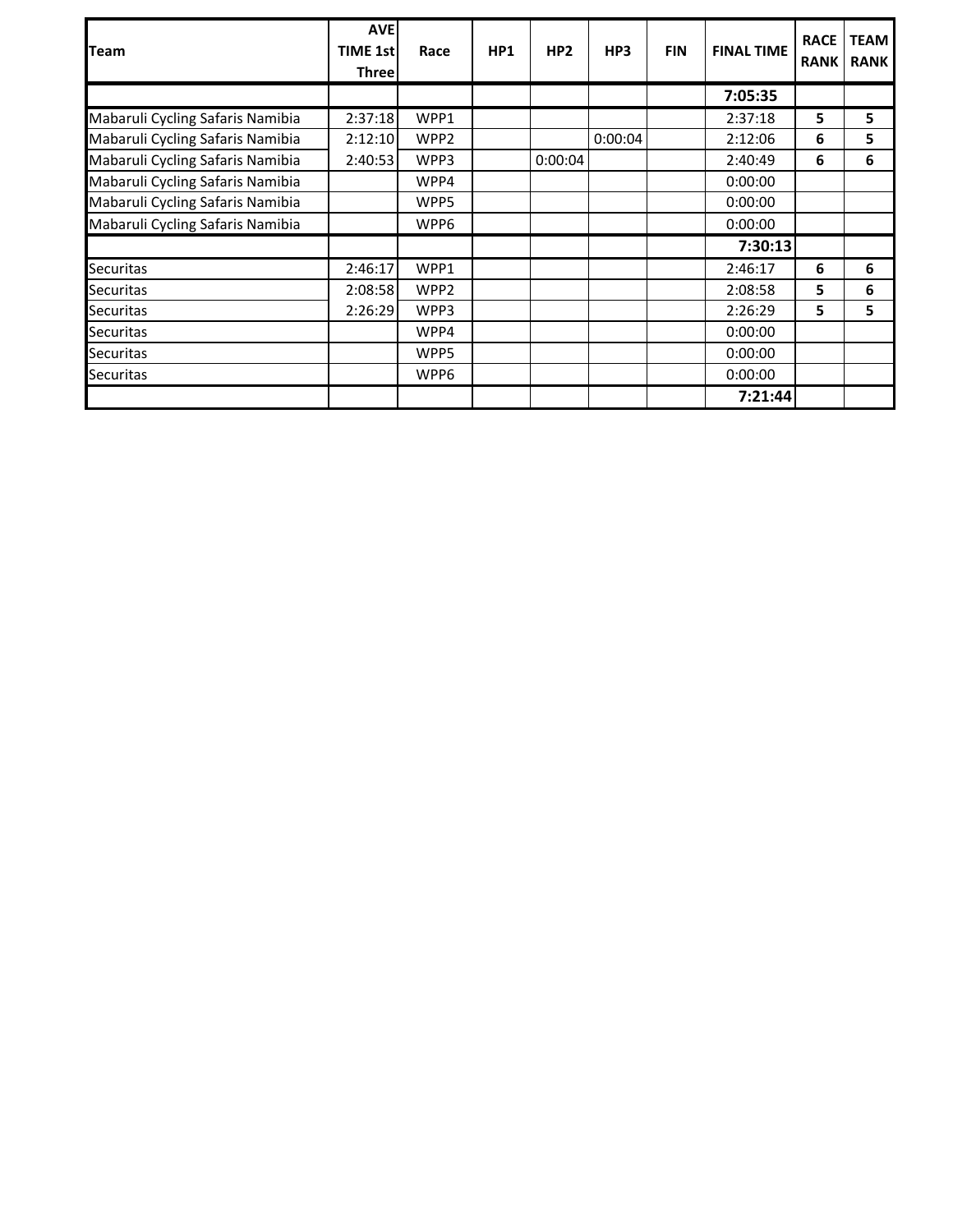| Team | AVE TIME 1st Three | Race | HP1 | HP2 | HP3 | FIN | FINAL TIME | RACE RANK | TEAM RANK |
|---|---|---|---|---|---|---|---|---|---|
| | | | | | | | **7:05:35** | | |
| Mabaruli Cycling Safaris Namibia | 2:37:18 | WPP1 | | | | | 2:37:18 | **5** | **5** |
| Mabaruli Cycling Safaris Namibia | 2:12:10 | WPP2 | | | 0:00:04 | | 2:12:06 | **6** | **5** |
| Mabaruli Cycling Safaris Namibia | 2:40:53 | WPP3 | | 0:00:04 | | | 2:40:49 | **6** | **6** |
| Mabaruli Cycling Safaris Namibia | | WPP4 | | | | | 0:00:00 | | |
| Mabaruli Cycling Safaris Namibia | | WPP5 | | | | | 0:00:00 | | |
| Mabaruli Cycling Safaris Namibia | | WPP6 | | | | | 0:00:00 | | |
| | | | | | | | **7:30:13** | | |
| Securitas | 2:46:17 | WPP1 | | | | | 2:46:17 | **6** | **6** |
| Securitas | 2:08:58 | WPP2 | | | | | 2:08:58 | **5** | **6** |
| Securitas | 2:26:29 | WPP3 | | | | | 2:26:29 | **5** | **5** |
| Securitas | | WPP4 | | | | | 0:00:00 | | |
| Securitas | | WPP5 | | | | | 0:00:00 | | |
| Securitas | | WPP6 | | | | | 0:00:00 | | |
| | | | | | | | **7:21:44** | | |